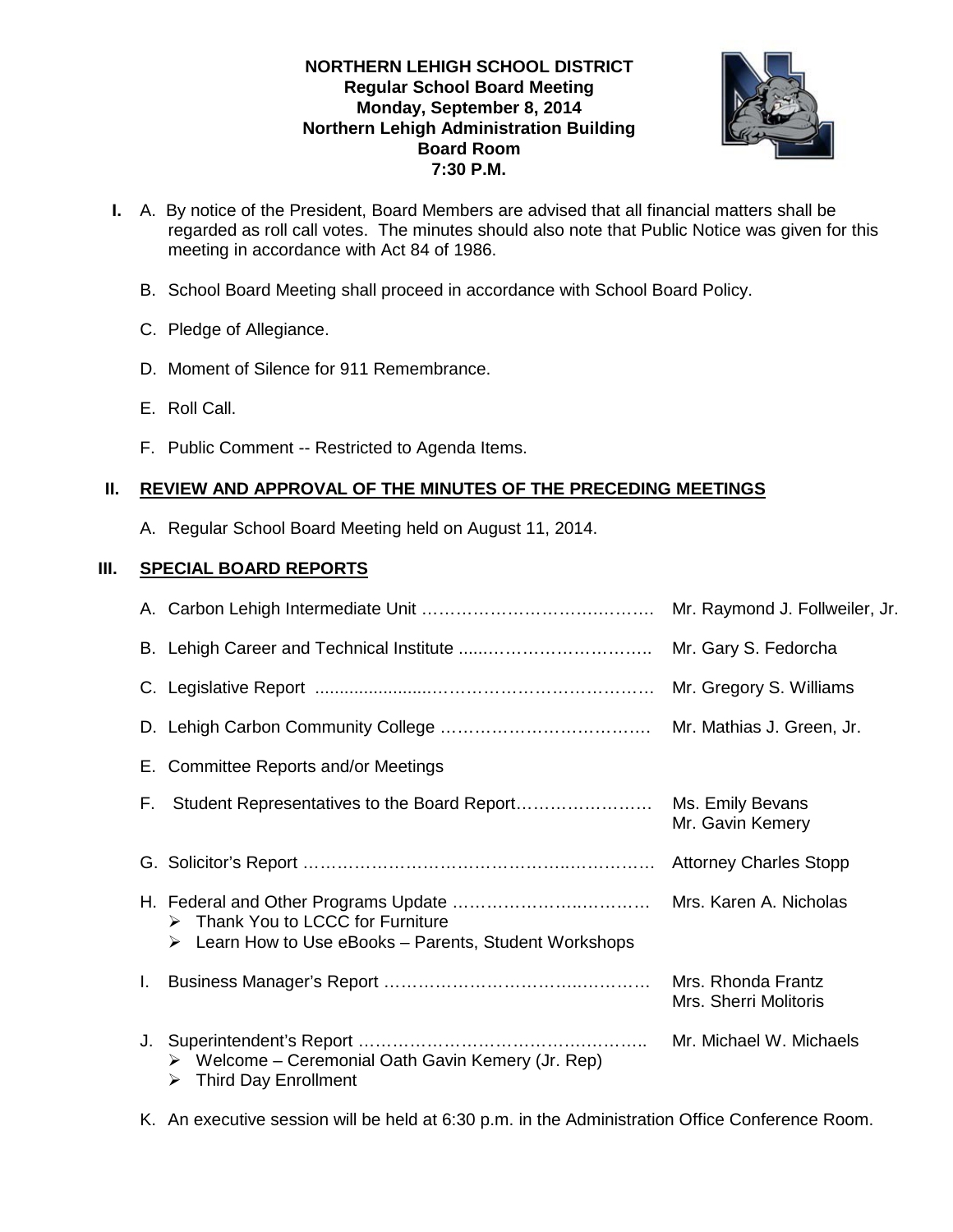**NORTHERN LEHIGH SCHOOL DISTRICT**
**Regular School Board Meeting**
**Monday, September 8, 2014**
**Northern Lehigh Administration Building**
**Board Room**
**7:30 P.M.**

**I.** A. By notice of the President, Board Members are advised that all financial matters shall be regarded as roll call votes. The minutes should also note that Public Notice was given for this meeting in accordance with Act 84 of 1986.

B. School Board Meeting shall proceed in accordance with School Board Policy.

C. Pledge of Allegiance.

D. Moment of Silence for 911 Remembrance.

E. Roll Call.

F. Public Comment -- Restricted to Agenda Items.

## II. REVIEW AND APPROVAL OF THE MINUTES OF THE PRECEDING MEETINGS

A. Regular School Board Meeting held on August 11, 2014.

## III. SPECIAL BOARD REPORTS

A. Carbon Lehigh Intermediate Unit …………………………………. Mr. Raymond J. Follweiler, Jr.

B. Lehigh Career and Technical Institute ……………………………. Mr. Gary S. Fedorcha

C. Legislative Report ………………………………………………… Mr. Gregory S. Williams

D. Lehigh Carbon Community College ……………………………… Mr. Mathias J. Green, Jr.

E. Committee Reports and/or Meetings

F. Student Representatives to the Board Report…………………… Ms. Emily Bevans, Mr. Gavin Kemery

G. Solicitor's Report ………………………………………………… Attorney Charles Stopp

H. Federal and Other Programs Update …………………………… Mrs. Karen A. Nicholas
- Thank You to LCCC for Furniture
- Learn How to Use eBooks – Parents, Student Workshops

I. Business Manager's Report ……………………………………… Mrs. Rhonda Frantz, Mrs. Sherri Molitoris

J. Superintendent's Report ………………………………………… Mr. Michael W. Michaels
- Welcome – Ceremonial Oath Gavin Kemery (Jr. Rep)
- Third Day Enrollment

K. An executive session will be held at 6:30 p.m. in the Administration Office Conference Room.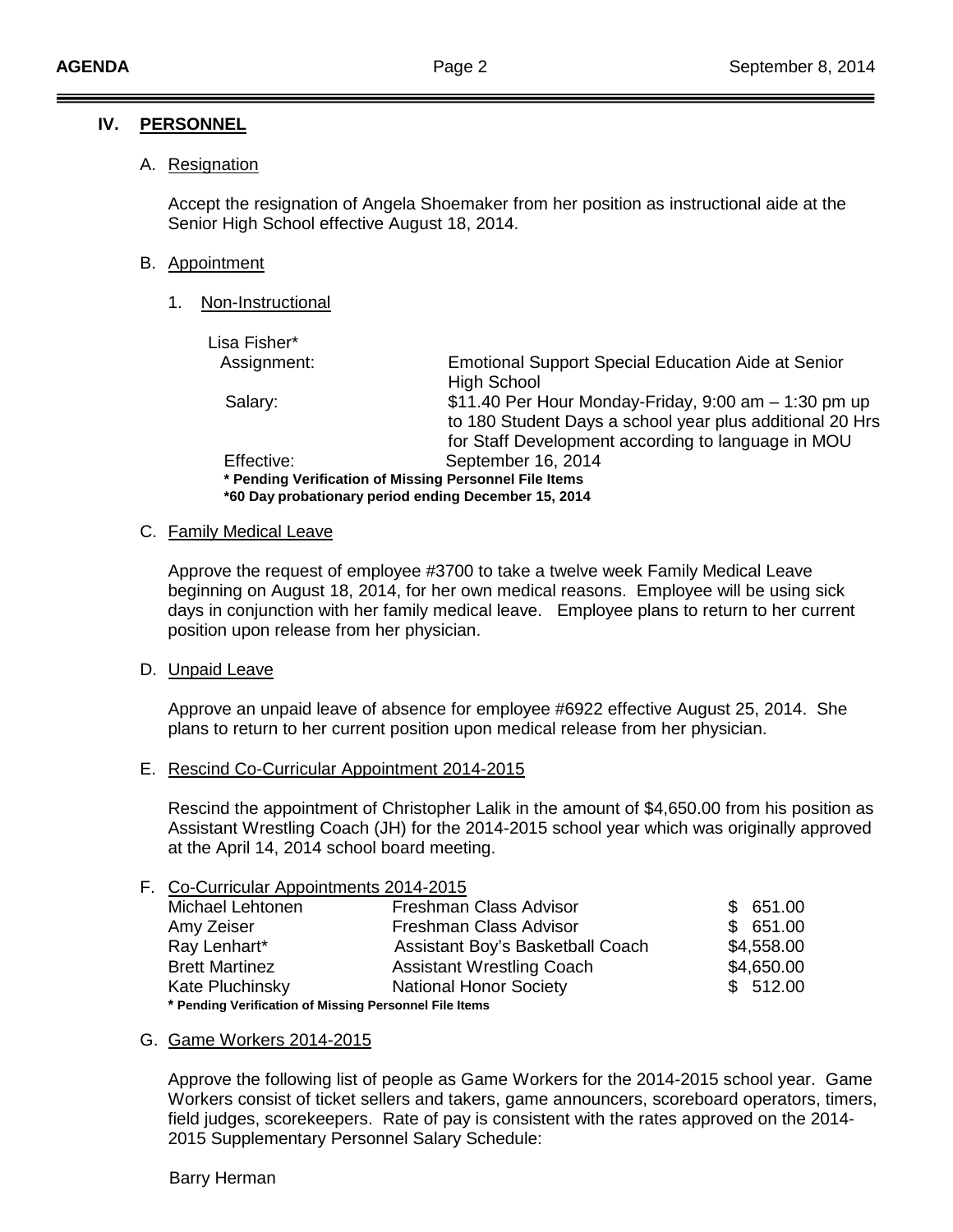## IV. PERSONNEL

### A. Resignation

Accept the resignation of Angela Shoemaker from her position as instructional aide at the Senior High School effective August 18, 2014.

### B. Appointment

1. Non-Instructional

Lisa Fisher*

| | |
|---|---|
| Assignment: | Emotional Support Special Education Aide at Senior High School |
| Salary: | $11.40 Per Hour Monday-Friday, 9:00 am – 1:30 pm up to 180 Student Days a school year plus additional 20 Hrs for Staff Development according to language in MOU |
| Effective: | September 16, 2014 |

**\* Pending Verification of Missing Personnel File Items**
**\*60 Day probationary period ending December 15, 2014**

### C. Family Medical Leave

Approve the request of employee #3700 to take a twelve week Family Medical Leave beginning on August 18, 2014, for her own medical reasons. Employee will be using sick days in conjunction with her family medical leave. Employee plans to return to her current position upon release from her physician.

### D. Unpaid Leave

Approve an unpaid leave of absence for employee #6922 effective August 25, 2014. She plans to return to her current position upon medical release from her physician.

### E. Rescind Co-Curricular Appointment 2014-2015

Rescind the appointment of Christopher Lalik in the amount of $4,650.00 from his position as Assistant Wrestling Coach (JH) for the 2014-2015 school year which was originally approved at the April 14, 2014 school board meeting.

### F. Co-Curricular Appointments 2014-2015

| | | |
|---|---|---|
| Michael Lehtonen | Freshman Class Advisor | $ 651.00 |
| Amy Zeiser | Freshman Class Advisor | $ 651.00 |
| Ray Lenhart* | Assistant Boy's Basketball Coach | $4,558.00 |
| Brett Martinez | Assistant Wrestling Coach | $4,650.00 |
| Kate Pluchinsky | National Honor Society | $ 512.00 |

**\* Pending Verification of Missing Personnel File Items**

### G. Game Workers 2014-2015

Approve the following list of people as Game Workers for the 2014-2015 school year. Game Workers consist of ticket sellers and takers, game announcers, scoreboard operators, timers, field judges, scorekeepers. Rate of pay is consistent with the rates approved on the 2014-2015 Supplementary Personnel Salary Schedule:

Barry Herman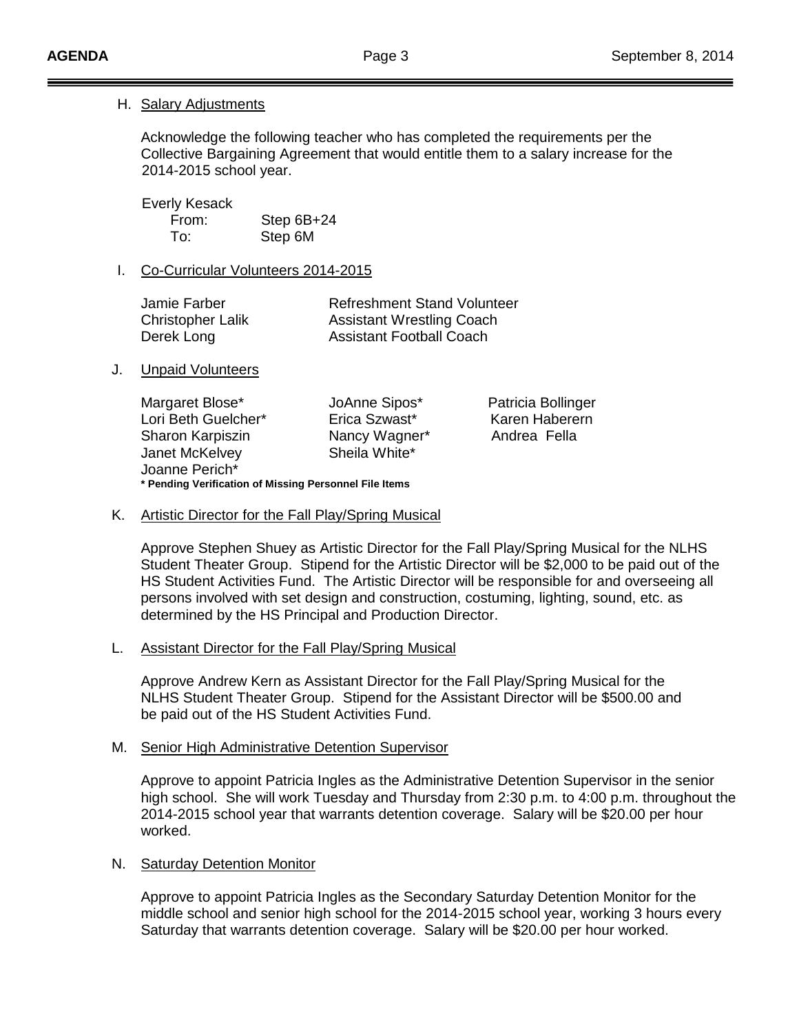H. Salary Adjustments

Acknowledge the following teacher who has completed the requirements per the Collective Bargaining Agreement that would entitle them to a salary increase for the 2014-2015 school year.

Everly Kesack

| | |
|---|---|
| From: | Step 6B+24 |
| To: | Step 6M |

I. Co-Curricular Volunteers 2014-2015

| | |
|---|---|
| Jamie Farber | Refreshment Stand Volunteer |
| Christopher Lalik | Assistant Wrestling Coach |
| Derek Long | Assistant Football Coach |

J. Unpaid Volunteers

| | | |
|---|---|---|
| Margaret Blose* | JoAnne Sipos* | Patricia Bollinger |
| Lori Beth Guelcher* | Erica Szwast* | Karen Haberern |
| Sharon Karpiszin | Nancy Wagner* | Andrea Fella |
| Janet McKelvey | Sheila White* | |
| Joanne Perich* | | |

**\* Pending Verification of Missing Personnel File Items**

K. Artistic Director for the Fall Play/Spring Musical

Approve Stephen Shuey as Artistic Director for the Fall Play/Spring Musical for the NLHS Student Theater Group. Stipend for the Artistic Director will be $2,000 to be paid out of the HS Student Activities Fund. The Artistic Director will be responsible for and overseeing all persons involved with set design and construction, costuming, lighting, sound, etc. as determined by the HS Principal and Production Director.

L. Assistant Director for the Fall Play/Spring Musical

Approve Andrew Kern as Assistant Director for the Fall Play/Spring Musical for the NLHS Student Theater Group. Stipend for the Assistant Director will be $500.00 and be paid out of the HS Student Activities Fund.

M. Senior High Administrative Detention Supervisor

Approve to appoint Patricia Ingles as the Administrative Detention Supervisor in the senior high school. She will work Tuesday and Thursday from 2:30 p.m. to 4:00 p.m. throughout the 2014-2015 school year that warrants detention coverage. Salary will be $20.00 per hour worked.

N. Saturday Detention Monitor

Approve to appoint Patricia Ingles as the Secondary Saturday Detention Monitor for the middle school and senior high school for the 2014-2015 school year, working 3 hours every Saturday that warrants detention coverage. Salary will be $20.00 per hour worked.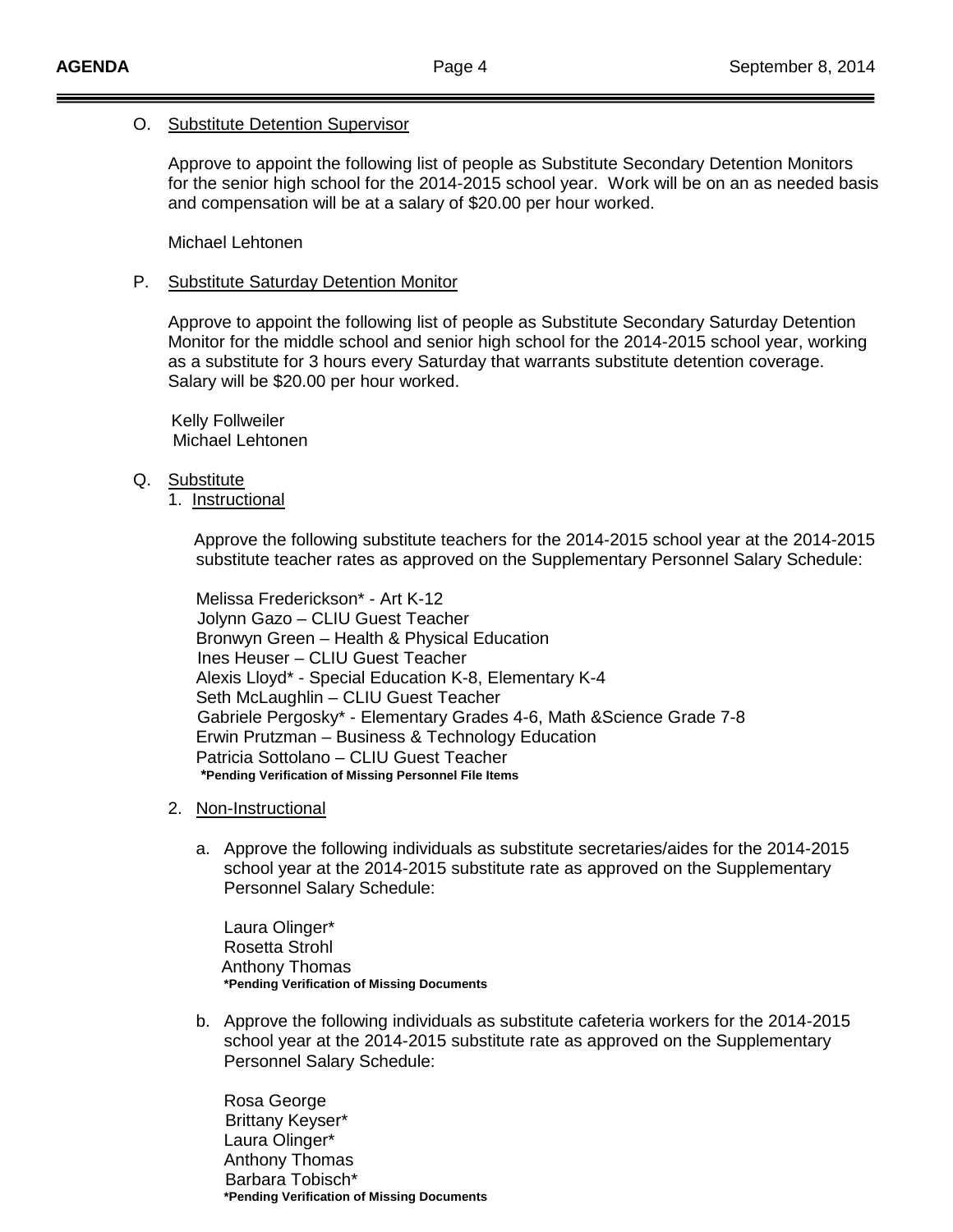O. <u>Substitute Detention Supervisor</u>

Approve to appoint the following list of people as Substitute Secondary Detention Monitors for the senior high school for the 2014-2015 school year. Work will be on an as needed basis and compensation will be at a salary of $20.00 per hour worked.

Michael Lehtonen

P. <u>Substitute Saturday Detention Monitor</u>

Approve to appoint the following list of people as Substitute Secondary Saturday Detention Monitor for the middle school and senior high school for the 2014-2015 school year, working as a substitute for 3 hours every Saturday that warrants substitute detention coverage. Salary will be $20.00 per hour worked.

Kelly Follweiler
Michael Lehtonen

Q. <u>Substitute</u>

1. <u>Instructional</u>

Approve the following substitute teachers for the 2014-2015 school year at the 2014-2015 substitute teacher rates as approved on the Supplementary Personnel Salary Schedule:

Melissa Frederickson* - Art K-12
Jolynn Gazo – CLIU Guest Teacher
Bronwyn Green – Health & Physical Education
Ines Heuser – CLIU Guest Teacher
Alexis Lloyd* - Special Education K-8, Elementary K-4
Seth McLaughlin – CLIU Guest Teacher
Gabriele Pergosky* - Elementary Grades 4-6, Math &Science Grade 7-8
Erwin Prutzman – Business & Technology Education
Patricia Sottolano – CLIU Guest Teacher
**\*Pending Verification of Missing Personnel File Items**

2. <u>Non-Instructional</u>

a. Approve the following individuals as substitute secretaries/aides for the 2014-2015 school year at the 2014-2015 substitute rate as approved on the Supplementary Personnel Salary Schedule:

Laura Olinger*
Rosetta Strohl
Anthony Thomas
**\*Pending Verification of Missing Documents**

b. Approve the following individuals as substitute cafeteria workers for the 2014-2015 school year at the 2014-2015 substitute rate as approved on the Supplementary Personnel Salary Schedule:

Rosa George
Brittany Keyser*
Laura Olinger*
Anthony Thomas
Barbara Tobisch*
**\*Pending Verification of Missing Documents**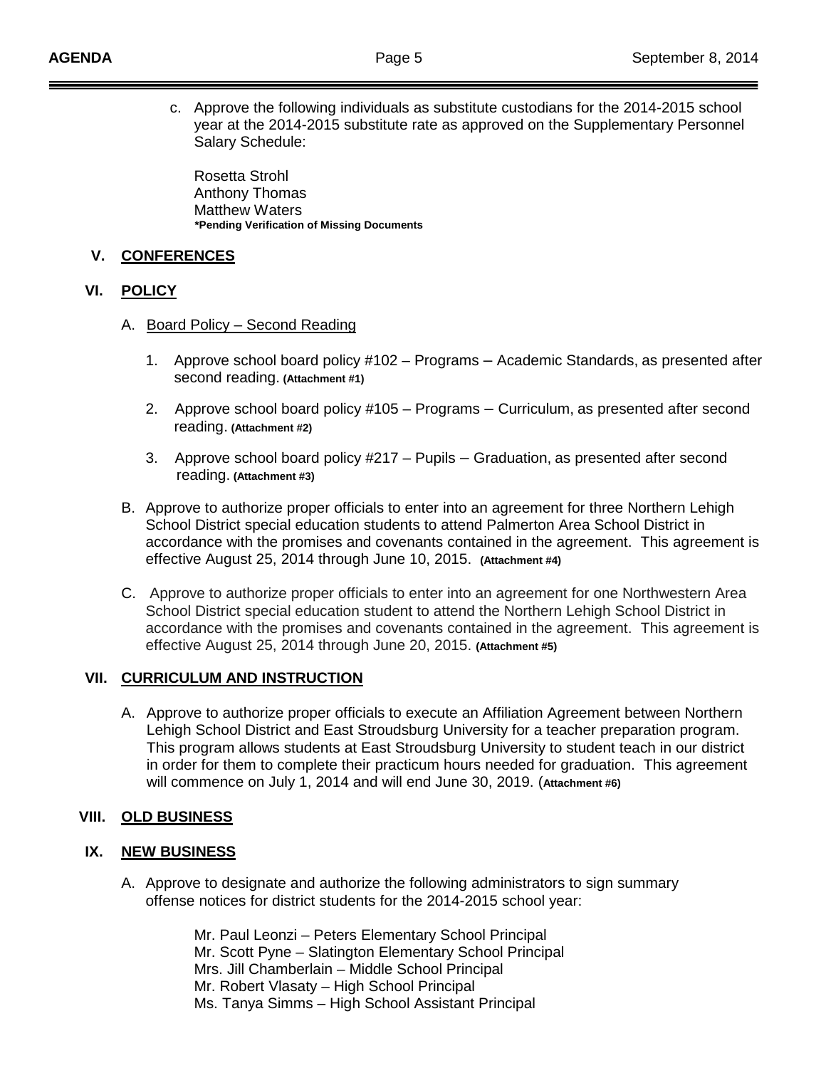c. Approve the following individuals as substitute custodians for the 2014-2015 school year at the 2014-2015 substitute rate as approved on the Supplementary Personnel Salary Schedule:

Rosetta Strohl
Anthony Thomas
Matthew Waters
**\*Pending Verification of Missing Documents**

## V. CONFERENCES

## VI. POLICY

A. Board Policy – Second Reading

1. Approve school board policy #102 – Programs – Academic Standards, as presented after second reading. **(Attachment #1)**

2. Approve school board policy #105 – Programs – Curriculum, as presented after second reading. **(Attachment #2)**

3. Approve school board policy #217 – Pupils – Graduation, as presented after second reading. **(Attachment #3)**

B. Approve to authorize proper officials to enter into an agreement for three Northern Lehigh School District special education students to attend Palmerton Area School District in accordance with the promises and covenants contained in the agreement. This agreement is effective August 25, 2014 through June 10, 2015. **(Attachment #4)**

C. Approve to authorize proper officials to enter into an agreement for one Northwestern Area School District special education student to attend the Northern Lehigh School District in accordance with the promises and covenants contained in the agreement. This agreement is effective August 25, 2014 through June 20, 2015. **(Attachment #5)**

## VII. CURRICULUM AND INSTRUCTION

A. Approve to authorize proper officials to execute an Affiliation Agreement between Northern Lehigh School District and East Stroudsburg University for a teacher preparation program. This program allows students at East Stroudsburg University to student teach in our district in order for them to complete their practicum hours needed for graduation. This agreement will commence on July 1, 2014 and will end June 30, 2019. (**Attachment #6)**

## VIII. OLD BUSINESS

## IX. NEW BUSINESS

A. Approve to designate and authorize the following administrators to sign summary offense notices for district students for the 2014-2015 school year:

Mr. Paul Leonzi – Peters Elementary School Principal
Mr. Scott Pyne – Slatington Elementary School Principal
Mrs. Jill Chamberlain – Middle School Principal
Mr. Robert Vlasaty – High School Principal
Ms. Tanya Simms – High School Assistant Principal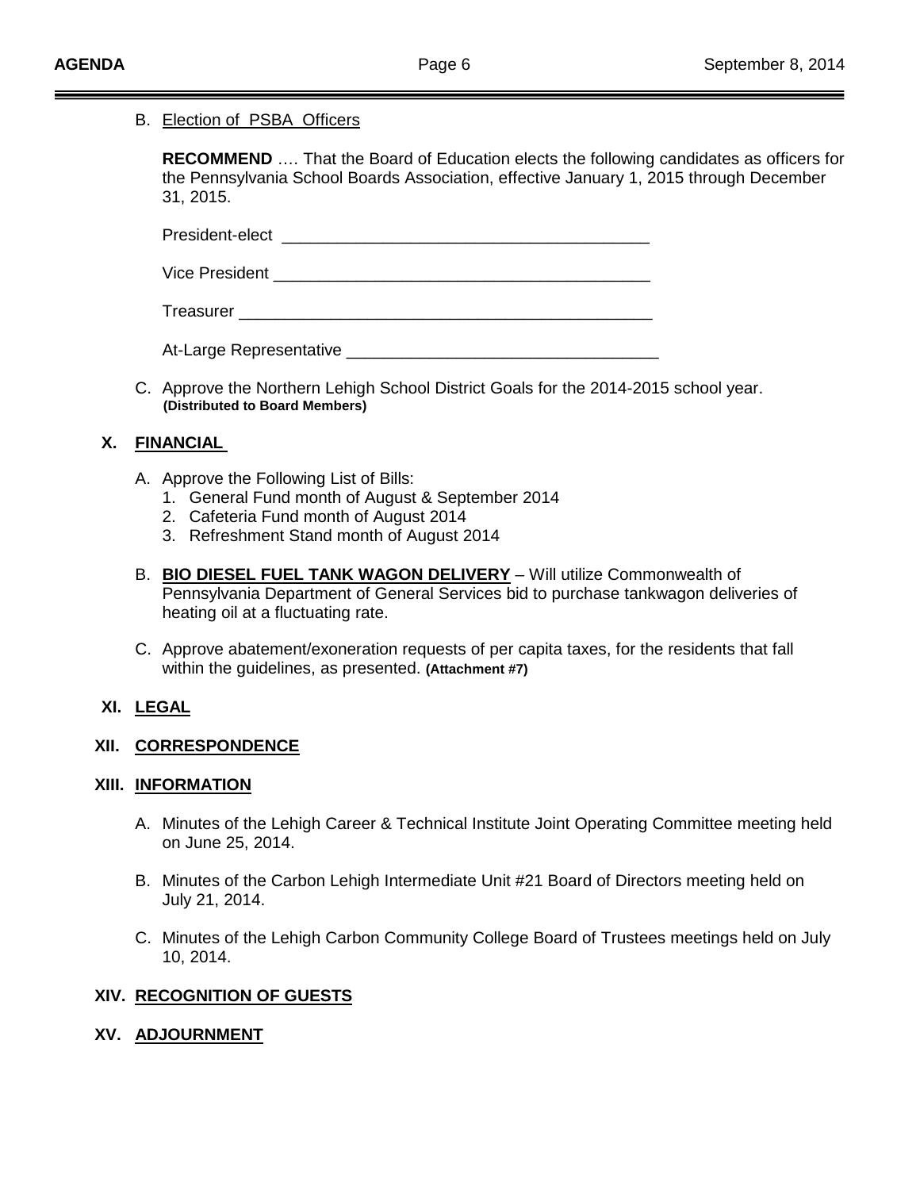B. Election of PSBA Officers

**RECOMMEND** …. That the Board of Education elects the following candidates as officers for the Pennsylvania School Boards Association, effective January 1, 2015 through December 31, 2015.

President-elect ________________________________________

Vice President __________________________________________

Treasurer ______________________________________________

At-Large Representative __________________________________

C. Approve the Northern Lehigh School District Goals for the 2014-2015 school year. **(Distributed to Board Members)**

## X. FINANCIAL

A. Approve the Following List of Bills:
   1. General Fund month of August & September 2014
   2. Cafeteria Fund month of August 2014
   3. Refreshment Stand month of August 2014

B. **BIO DIESEL FUEL TANK WAGON DELIVERY** – Will utilize Commonwealth of Pennsylvania Department of General Services bid to purchase tankwagon deliveries of heating oil at a fluctuating rate.

C. Approve abatement/exoneration requests of per capita taxes, for the residents that fall within the guidelines, as presented. **(Attachment #7)**

## XI. LEGAL

## XII. CORRESPONDENCE

## XIII. INFORMATION

A. Minutes of the Lehigh Career & Technical Institute Joint Operating Committee meeting held on June 25, 2014.

B. Minutes of the Carbon Lehigh Intermediate Unit #21 Board of Directors meeting held on July 21, 2014.

C. Minutes of the Lehigh Carbon Community College Board of Trustees meetings held on July 10, 2014.

## XIV. RECOGNITION OF GUESTS

## XV. ADJOURNMENT